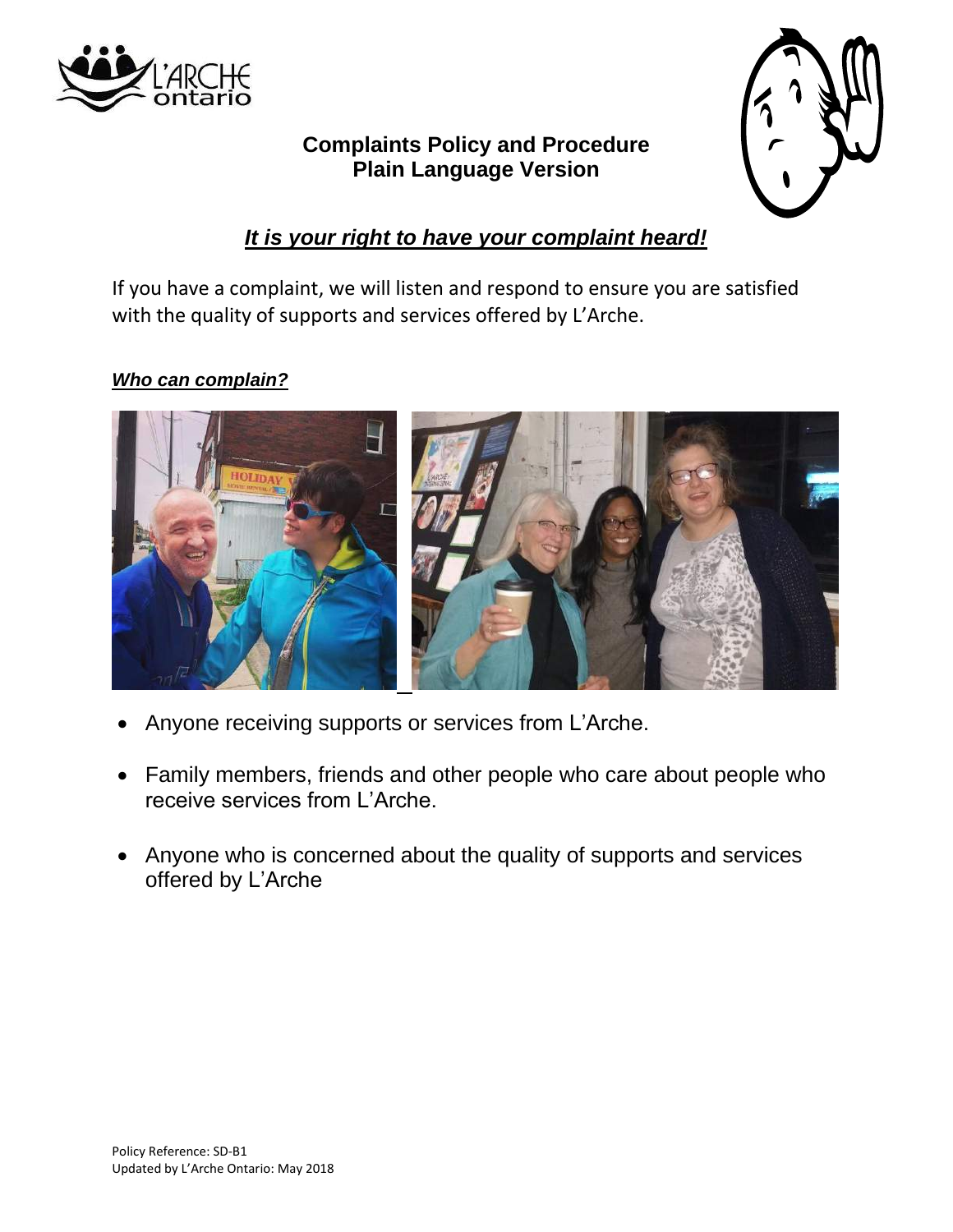# Complaints Policy and Procedure
## Plain Language Version

***It is your right to have your complaint heard!***

If you have a complaint, we will listen and respond to ensure you are satisfied with the quality of supports and services offered by L'Arche.

***Who can complain?***

- Anyone receiving supports or services from L'Arche.
- Family members, friends and other people who care about people who receive services from L'Arche.
- Anyone who is concerned about the quality of supports and services offered by L'Arche

Policy Reference: SD-B1
Updated by L'Arche Ontario: May 2018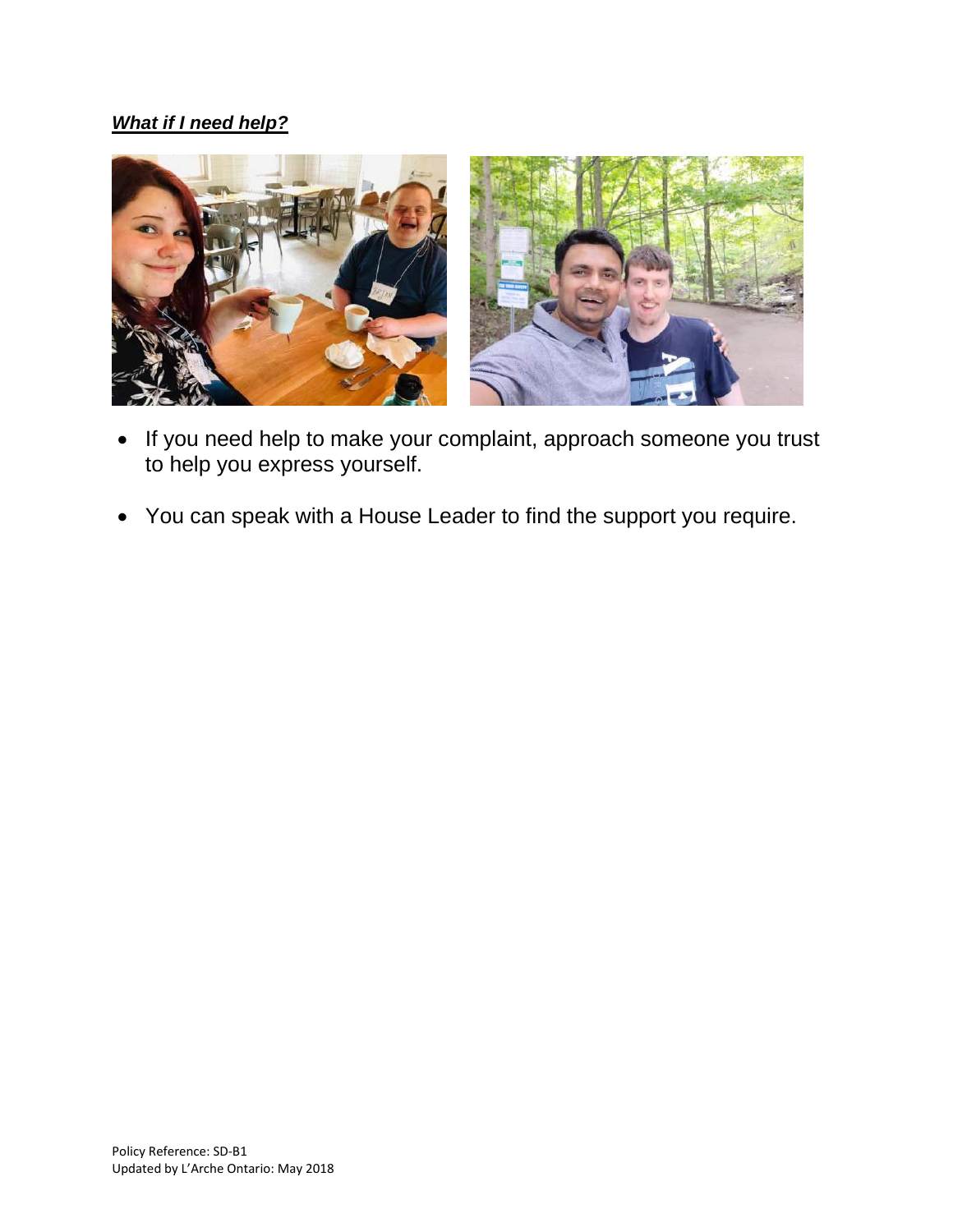***What if I need help?***

- If you need help to make your complaint, approach someone you trust to help you express yourself.
- You can speak with a House Leader to find the support you require.

Policy Reference: SD-B1
Updated by L'Arche Ontario: May 2018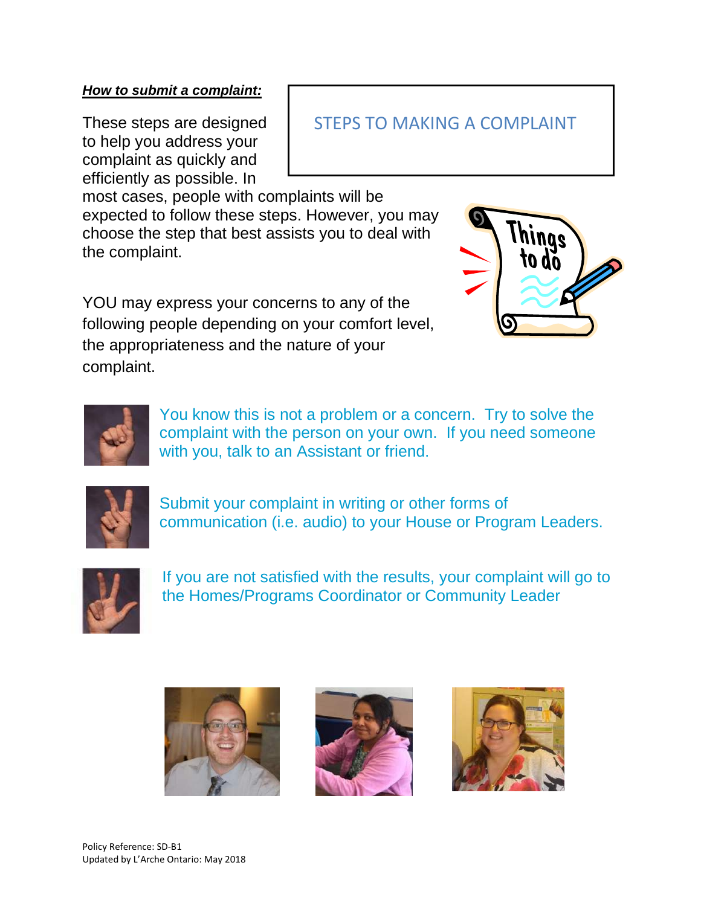***How to submit a complaint:***

STEPS TO MAKING A COMPLAINT

These steps are designed to help you address your complaint as quickly and efficiently as possible. In most cases, people with complaints will be expected to follow these steps. However, you may choose the step that best assists you to deal with the complaint.

YOU may express your concerns to any of the following people depending on your comfort level, the appropriateness and the nature of your complaint.

1. You know this is not a problem or a concern. Try to solve the complaint with the person on your own. If you need someone with you, talk to an Assistant or friend.

2. Submit your complaint in writing or other forms of communication (i.e. audio) to your House or Program Leaders.

3. If you are not satisfied with the results, your complaint will go to the Homes/Programs Coordinator or Community Leader

Policy Reference: SD-B1
Updated by L'Arche Ontario: May 2018